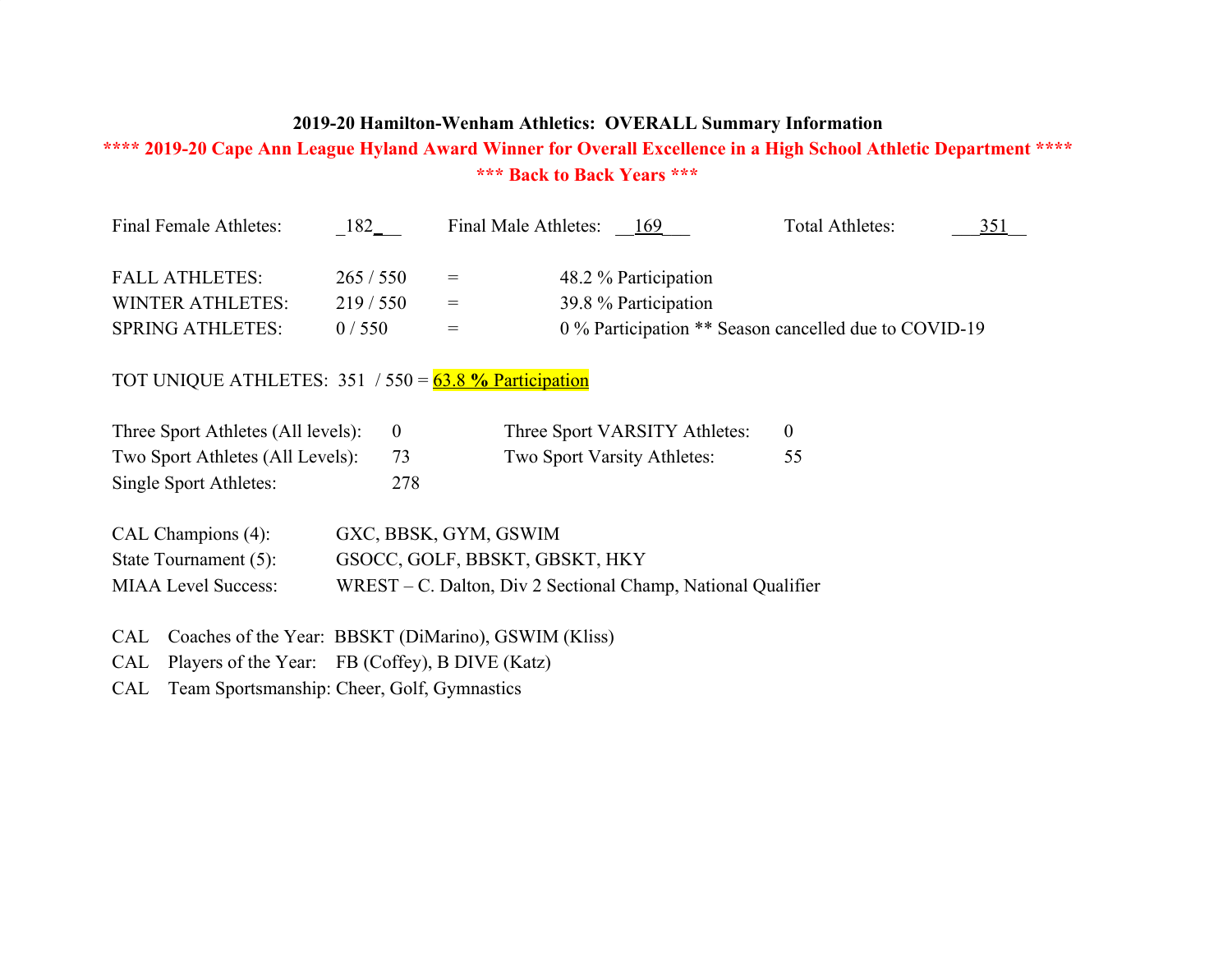**2019-20 Hamilton-Wenham Athletics: OVERALL Summary Information**

**\*\*\*\* 2019-20 Cape Ann League Hyland Award Winner for Overall Excellence in a High School Athletic Department \*\*\*\***

**\*\*\* Back to Back Years \*\*\***

Final Female Athletes: 182 Final Male Athletes: 169 Total Athletes: 351

| | | | |
|---|---|---|---|
| FALL ATHLETES: | 265 / 550 | = | 48.2 % Participation |
| WINTER ATHLETES: | 219 / 550 | = | 39.8 % Participation |
| SPRING ATHLETES: | 0 / 550 | = | 0 % Participation \*\* Season cancelled due to COVID-19 |

TOT UNIQUE ATHLETES: 351 / 550 = **63.8 % Participation**

| | | | |
|---|---|---|---|
| Three Sport Athletes (All levels): | 0 | Three Sport VARSITY Athletes: | 0 |
| Two Sport Athletes (All Levels): | 73 | Two Sport Varsity Athletes: | 55 |
| Single Sport Athletes: | 278 | | |

CAL Champions (4): GXC, BBSK, GYM, GSWIM

State Tournament (5): GSOCC, GOLF, BBSKT, GBSKT, HKY

MIAA Level Success: WREST – C. Dalton, Div 2 Sectional Champ, National Qualifier

CAL Coaches of the Year: BBSKT (DiMarino), GSWIM (Kliss)

CAL Players of the Year: FB (Coffey), B DIVE (Katz)

CAL Team Sportsmanship: Cheer, Golf, Gymnastics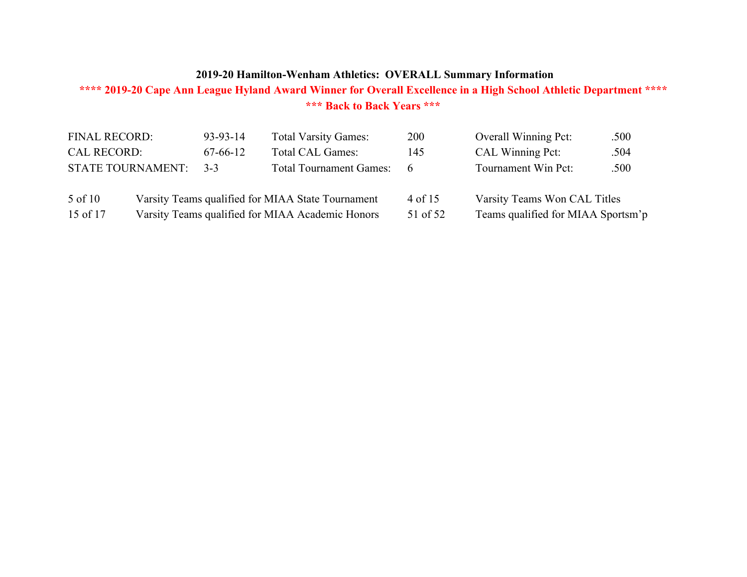**2019-20 Hamilton-Wenham Athletics: OVERALL Summary Information**

**\*\*\*\* 2019-20 Cape Ann League Hyland Award Winner for Overall Excellence in a High School Athletic Department \*\*\*\***

**\*\*\* Back to Back Years \*\*\***

| | | | | | |
|---|---|---|---|---|---|
| FINAL RECORD: | 93-93-14 | Total Varsity Games: | 200 | Overall Winning Pct: | .500 |
| CAL RECORD: | 67-66-12 | Total CAL Games: | 145 | CAL Winning Pct: | .504 |
| STATE TOURNAMENT: | 3-3 | Total Tournament Games: | 6 | Tournament Win Pct: | .500 |

| | | | |
|---|---|---|---|
| 5 of 10 | Varsity Teams qualified for MIAA State Tournament | 4 of 15 | Varsity Teams Won CAL Titles |
| 15 of 17 | Varsity Teams qualified for MIAA Academic Honors | 51 of 52 | Teams qualified for MIAA Sportsm'p |